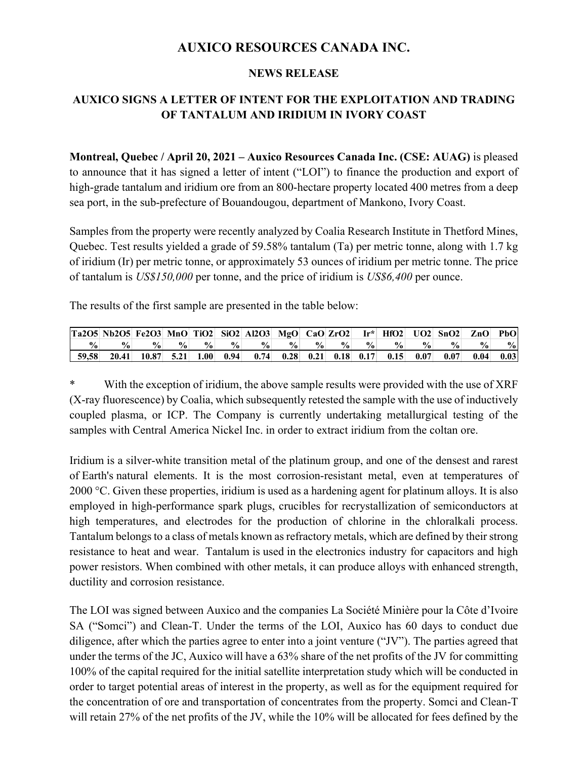# AUXICO RESOURCES CANADA INC.

## NEWS RELEASE

## AUXICO SIGNS A LETTER OF INTENT FOR THE EXPLOITATION AND TRADING OF TANTALUM AND IRIDIUM IN IVORY COAST

**Montreal, Quebec / April 20, 2021 – Auxico Resources Canada Inc. (CSE: AUAG)** is pleased to announce that it has signed a letter of intent ("LOI") to finance the production and export of high-grade tantalum and iridium ore from an 800-hectare property located 400 metres from a deep sea port, in the sub-prefecture of Bouandougou, department of Mankono, Ivory Coast.

Samples from the property were recently analyzed by Coalia Research Institute in Thetford Mines, Quebec. Test results yielded a grade of 59.58% tantalum (Ta) per metric tonne, along with 1.7 kg of iridium (Ir) per metric tonne, or approximately 53 ounces of iridium per metric tonne. The price of tantalum is *US$150,000* per tonne, and the price of iridium is *US$6,400* per ounce.

The results of the first sample are presented in the table below:

| $Ta_2O_5$ | $Nb_2O_5$ | $Fe_2O_3$ | MnO | $TiO_2$ | $SiO_2$ | $Al_2O_3$ | MgO | CaO | $ZrO_2$ | Ir* | $HfO_2$ | $UO_2$ | $SnO_2$ | ZnO | PbO |
|---|---|---|---|---|---|---|---|---|---|---|---|---|---|---|---|
| % | % | % | % | % | % | % | % | % | % | % | % | % | % | % | % |
| 59,58 | 20.41 | 10.87 | 5.21 | 1.00 | 0.94 | 0.74 | 0.28 | 0.21 | 0.18 | 0.17 | 0.15 | 0.07 | 0.07 | 0.04 | 0.03 |

\* With the exception of iridium, the above sample results were provided with the use of XRF (X-ray fluorescence) by Coalia, which subsequently retested the sample with the use of inductively coupled plasma, or ICP. The Company is currently undertaking metallurgical testing of the samples with Central America Nickel Inc. in order to extract iridium from the coltan ore.

Iridium is a silver-white transition metal of the platinum group, and one of the densest and rarest of Earth's natural elements. It is the most corrosion-resistant metal, even at temperatures of 2000 °C. Given these properties, iridium is used as a hardening agent for platinum alloys. It is also employed in high-performance spark plugs, crucibles for recrystallization of semiconductors at high temperatures, and electrodes for the production of chlorine in the chloralkali process. Tantalum belongs to a class of metals known as refractory metals, which are defined by their strong resistance to heat and wear. Tantalum is used in the electronics industry for capacitors and high power resistors. When combined with other metals, it can produce alloys with enhanced strength, ductility and corrosion resistance.

The LOI was signed between Auxico and the companies La Société Minière pour la Côte d'Ivoire SA ("Somci") and Clean-T. Under the terms of the LOI, Auxico has 60 days to conduct due diligence, after which the parties agree to enter into a joint venture ("JV"). The parties agreed that under the terms of the JC, Auxico will have a 63% share of the net profits of the JV for committing 100% of the capital required for the initial satellite interpretation study which will be conducted in order to target potential areas of interest in the property, as well as for the equipment required for the concentration of ore and transportation of concentrates from the property. Somci and Clean-T will retain 27% of the net profits of the JV, while the 10% will be allocated for fees defined by the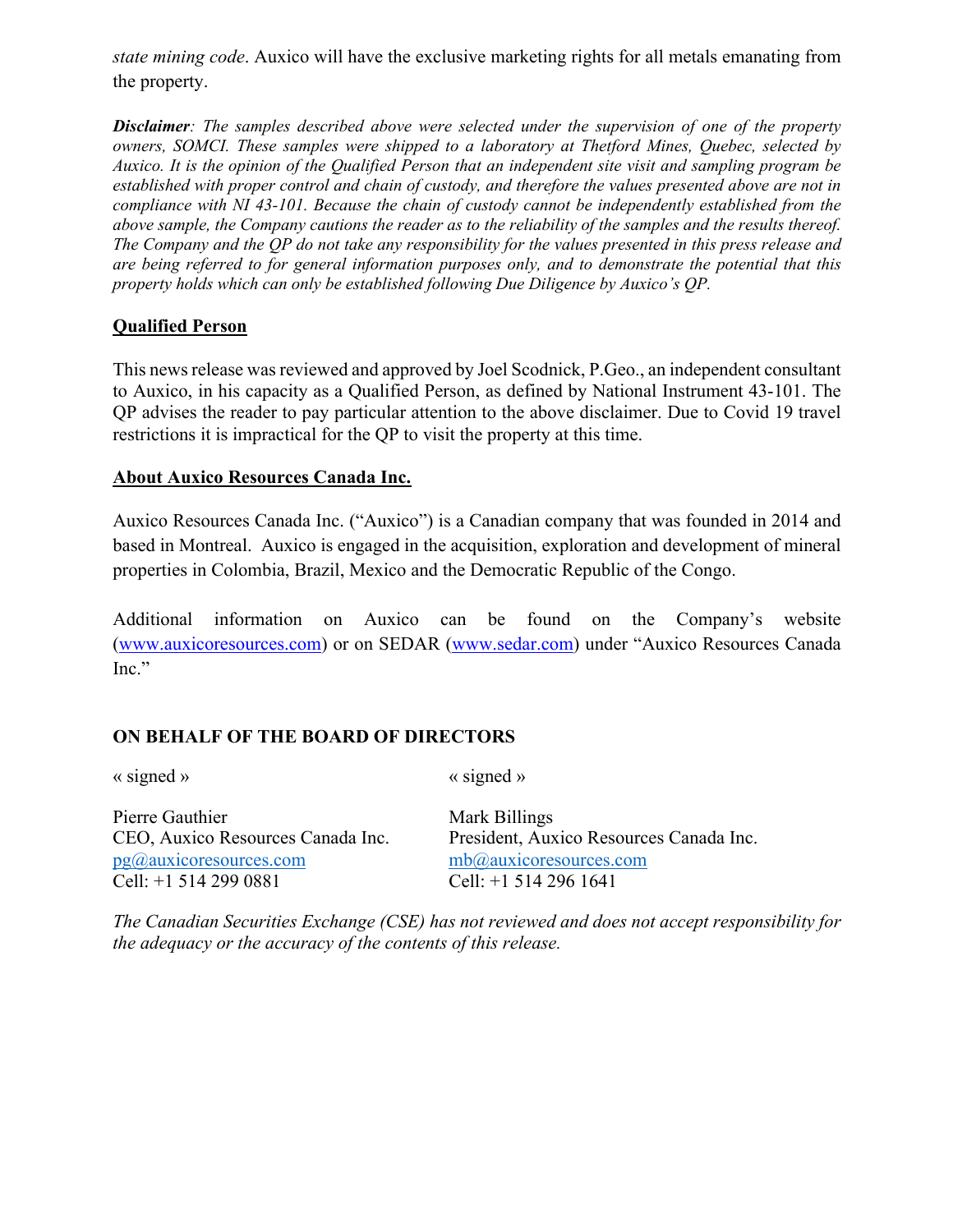*state mining code*. Auxico will have the exclusive marketing rights for all metals emanating from the property.

***Disclaimer****: The samples described above were selected under the supervision of one of the property owners, SOMCI. These samples were shipped to a laboratory at Thetford Mines, Quebec, selected by Auxico. It is the opinion of the Qualified Person that an independent site visit and sampling program be established with proper control and chain of custody, and therefore the values presented above are not in compliance with NI 43-101. Because the chain of custody cannot be independently established from the above sample, the Company cautions the reader as to the reliability of the samples and the results thereof. The Company and the QP do not take any responsibility for the values presented in this press release and are being referred to for general information purposes only, and to demonstrate the potential that this property holds which can only be established following Due Diligence by Auxico's QP.*

**Qualified Person**

This news release was reviewed and approved by Joel Scodnick, P.Geo., an independent consultant to Auxico, in his capacity as a Qualified Person, as defined by National Instrument 43-101. The QP advises the reader to pay particular attention to the above disclaimer. Due to Covid 19 travel restrictions it is impractical for the QP to visit the property at this time.

**About Auxico Resources Canada Inc.**

Auxico Resources Canada Inc. ("Auxico") is a Canadian company that was founded in 2014 and based in Montreal. Auxico is engaged in the acquisition, exploration and development of mineral properties in Colombia, Brazil, Mexico and the Democratic Republic of the Congo.

Additional information on Auxico can be found on the Company's website (www.auxicoresources.com) or on SEDAR (www.sedar.com) under "Auxico Resources Canada Inc."

**ON BEHALF OF THE BOARD OF DIRECTORS**

« signed »

Pierre Gauthier
CEO, Auxico Resources Canada Inc.
pg@auxicoresources.com
Cell: +1 514 299 0881

« signed »

Mark Billings
President, Auxico Resources Canada Inc.
mb@auxicoresources.com
Cell: +1 514 296 1641

*The Canadian Securities Exchange (CSE) has not reviewed and does not accept responsibility for the adequacy or the accuracy of the contents of this release.*